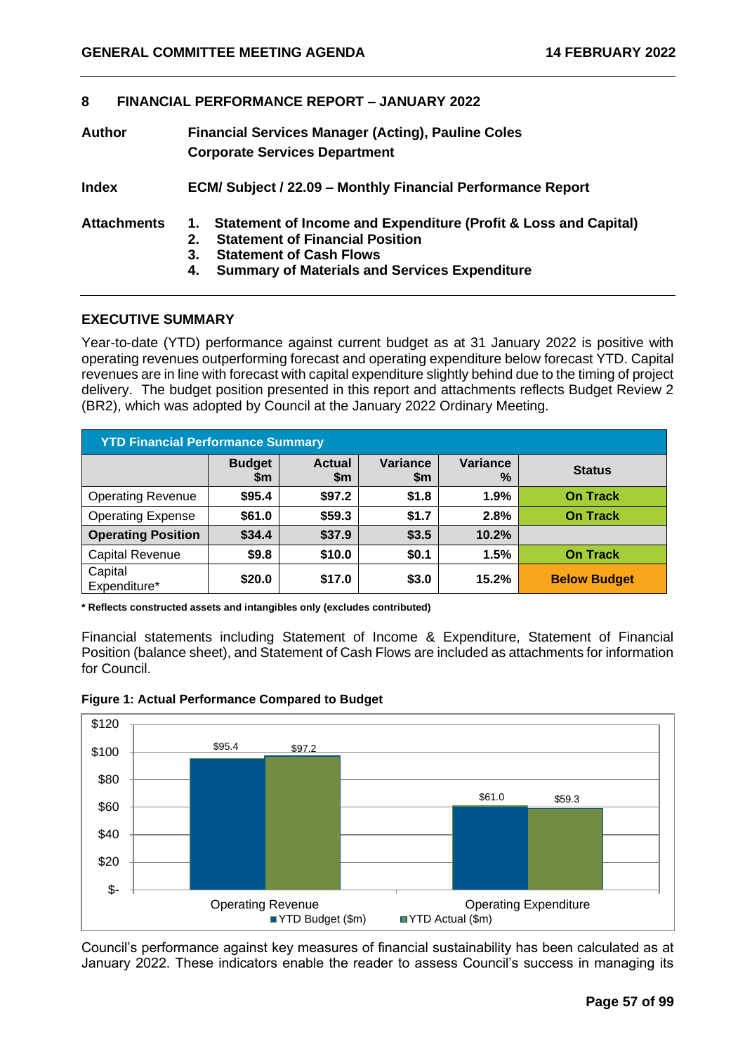## 8 FINANCIAL PERFORMANCE REPORT – JANUARY 2022

**Author** **Financial Services Manager (Acting), Pauline Coles**
**Corporate Services Department**

**Index** **ECM/ Subject / 22.09 – Monthly Financial Performance Report**

**Attachments**
1. **Statement of Income and Expenditure (Profit & Loss and Capital)**
2. **Statement of Financial Position**
3. **Statement of Cash Flows**
4. **Summary of Materials and Services Expenditure**

### EXECUTIVE SUMMARY

Year-to-date (YTD) performance against current budget as at 31 January 2022 is positive with operating revenues outperforming forecast and operating expenditure below forecast YTD. Capital revenues are in line with forecast with capital expenditure slightly behind due to the timing of project delivery. The budget position presented in this report and attachments reflects Budget Review 2 (BR2), which was adopted by Council at the January 2022 Ordinary Meeting.

| YTD Financial Performance Summary | | | | | |
|---|---|---|---|---|---|
| | Budget $m | Actual $m | Variance $m | Variance % | Status |
| Operating Revenue | $95.4 | $97.2 | $1.8 | 1.9% | On Track |
| Operating Expense | $61.0 | $59.3 | $1.7 | 2.8% | On Track |
| **Operating Position** | $34.4 | $37.9 | $3.5 | 10.2% | |
| Capital Revenue | $9.8 | $10.0 | $0.1 | 1.5% | On Track |
| Capital Expenditure* | $20.0 | $17.0 | $3.0 | 15.2% | Below Budget |

**\* Reflects constructed assets and intangibles only (excludes contributed)**

Financial statements including Statement of Income & Expenditure, Statement of Financial Position (balance sheet), and Statement of Cash Flows are included as attachments for information for Council.

**Figure 1: Actual Performance Compared to Budget**

| | YTD Budget ($m) | YTD Actual ($m) |
|---|---|---|
| Operating Revenue | $95.4 | $97.2 |
| Operating Expenditure | $61.0 | $59.3 |

Council's performance against key measures of financial sustainability has been calculated as at January 2022. These indicators enable the reader to assess Council's success in managing its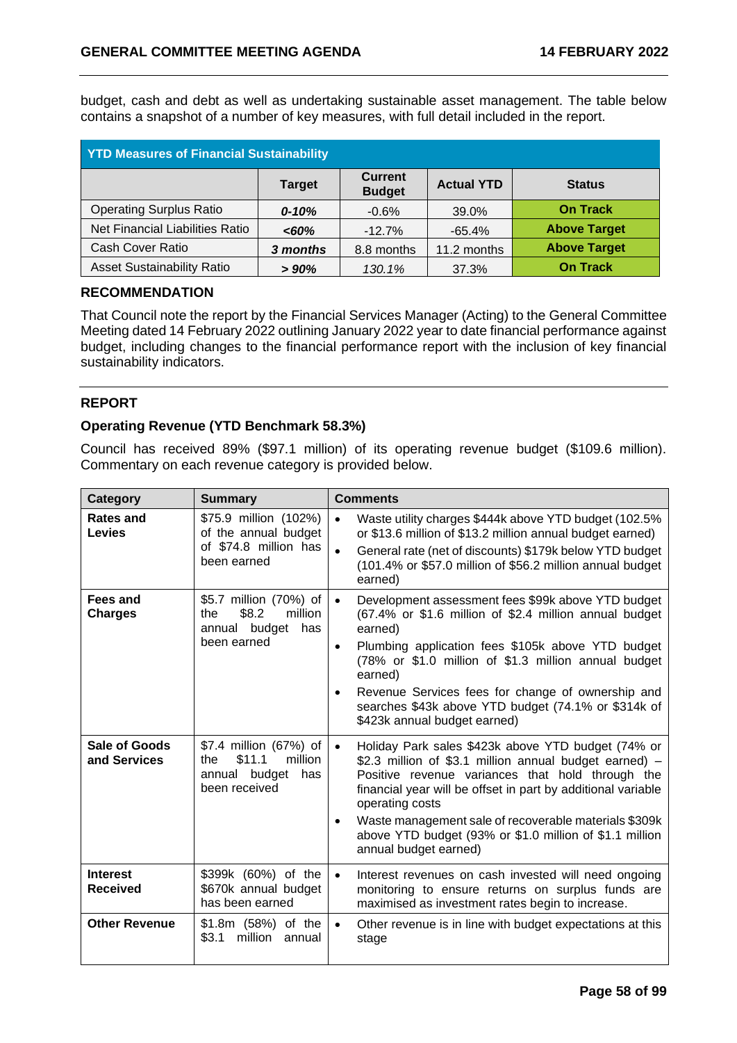budget, cash and debt as well as undertaking sustainable asset management. The table below contains a snapshot of a number of key measures, with full detail included in the report.

| YTD Measures of Financial Sustainability | | | | |
|---|---|---|---|---|
| | **Target** | **Current Budget** | **Actual YTD** | **Status** |
| Operating Surplus Ratio | ***0-10%*** | -0.6% | 39.0% | **On Track** |
| Net Financial Liabilities Ratio | ***<60%*** | -12.7% | -65.4% | **Above Target** |
| Cash Cover Ratio | ***3 months*** | 8.8 months | 11.2 months | **Above Target** |
| Asset Sustainability Ratio | ***> 90%*** | *130.1%* | 37.3% | **On Track** |

## RECOMMENDATION

That Council note the report by the Financial Services Manager (Acting) to the General Committee Meeting dated 14 February 2022 outlining January 2022 year to date financial performance against budget, including changes to the financial performance report with the inclusion of key financial sustainability indicators.

## REPORT

### Operating Revenue (YTD Benchmark 58.3%)

Council has received 89% ($97.1 million) of its operating revenue budget ($109.6 million). Commentary on each revenue category is provided below.

| Category | Summary | Comments |
|---|---|---|
| **Rates and Levies** | $75.9 million (102%) of the annual budget of $74.8 million has been earned | • Waste utility charges $444k above YTD budget (102.5% or $13.6 million of $13.2 million annual budget earned)<br>• General rate (net of discounts) $179k below YTD budget (101.4% or $57.0 million of $56.2 million annual budget earned) |
| **Fees and Charges** | $5.7 million (70%) of the $8.2 million annual budget has been earned | • Development assessment fees $99k above YTD budget (67.4% or $1.6 million of $2.4 million annual budget earned)<br>• Plumbing application fees $105k above YTD budget (78% or $1.0 million of $1.3 million annual budget earned)<br>• Revenue Services fees for change of ownership and searches $43k above YTD budget (74.1% or $314k of $423k annual budget earned) |
| **Sale of Goods and Services** | $7.4 million (67%) of the $11.1 million annual budget has been received | • Holiday Park sales $423k above YTD budget (74% or $2.3 million of $3.1 million annual budget earned) – Positive revenue variances that hold through the financial year will be offset in part by additional variable operating costs<br>• Waste management sale of recoverable materials $309k above YTD budget (93% or $1.0 million of $1.1 million annual budget earned) |
| **Interest Received** | $399k (60%) of the $670k annual budget has been earned | • Interest revenues on cash invested will need ongoing monitoring to ensure returns on surplus funds are maximised as investment rates begin to increase. |
| **Other Revenue** | $1.8m (58%) of the $3.1 million annual | • Other revenue is in line with budget expectations at this stage |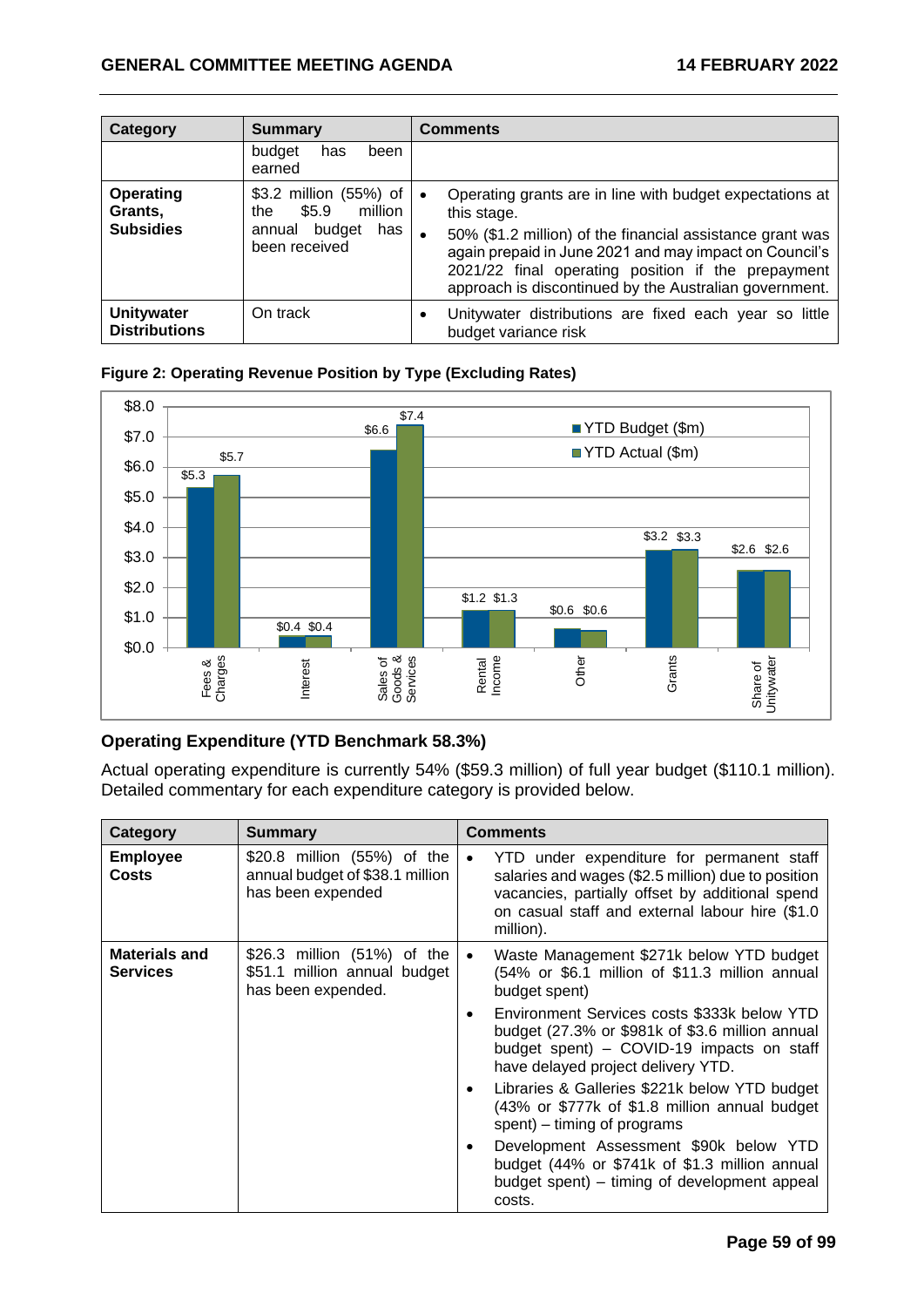| Category | Summary | Comments |
|---|---|---|
| | budget has been earned | |
| **Operating Grants, Subsidies** | \$3.2 million (55%) of the \$5.9 million annual budget has been received | • Operating grants are in line with budget expectations at this stage.<br>• 50% (\$1.2 million) of the financial assistance grant was again prepaid in June 2021 and may impact on Council's 2021/22 final operating position if the prepayment approach is discontinued by the Australian government. |
| **Unitywater Distributions** | On track | • Unitywater distributions are fixed each year so little budget variance risk |

**Figure 2: Operating Revenue Position by Type (Excluding Rates)**

| Category | YTD Budget (\$m) | YTD Actual (\$m) |
|---|---|---|
| Fees & Charges | \$5.3 | \$5.7 |
| Interest | \$0.4 | \$0.4 |
| Sales of Goods & Services | \$6.6 | \$7.4 |
| Rental Income | \$1.2 | \$1.3 |
| Other | \$0.6 | \$0.6 |
| Grants | \$3.2 | \$3.3 |
| Share of Unitywater | \$2.6 | \$2.6 |

### Operating Expenditure (YTD Benchmark 58.3%)

Actual operating expenditure is currently 54% (\$59.3 million) of full year budget (\$110.1 million). Detailed commentary for each expenditure category is provided below.

| Category | Summary | Comments |
|---|---|---|
| **Employee Costs** | \$20.8 million (55%) of the annual budget of \$38.1 million has been expended | • YTD under expenditure for permanent staff salaries and wages (\$2.5 million) due to position vacancies, partially offset by additional spend on casual staff and external labour hire (\$1.0 million). |
| **Materials and Services** | \$26.3 million (51%) of the \$51.1 million annual budget has been expended. | • Waste Management \$271k below YTD budget (54% or \$6.1 million of \$11.3 million annual budget spent)<br>• Environment Services costs \$333k below YTD budget (27.3% or \$981k of \$3.6 million annual budget spent) – COVID-19 impacts on staff have delayed project delivery YTD.<br>• Libraries & Galleries \$221k below YTD budget (43% or \$777k of \$1.8 million annual budget spent) – timing of programs<br>• Development Assessment \$90k below YTD budget (44% or \$741k of \$1.3 million annual budget spent) – timing of development appeal costs. |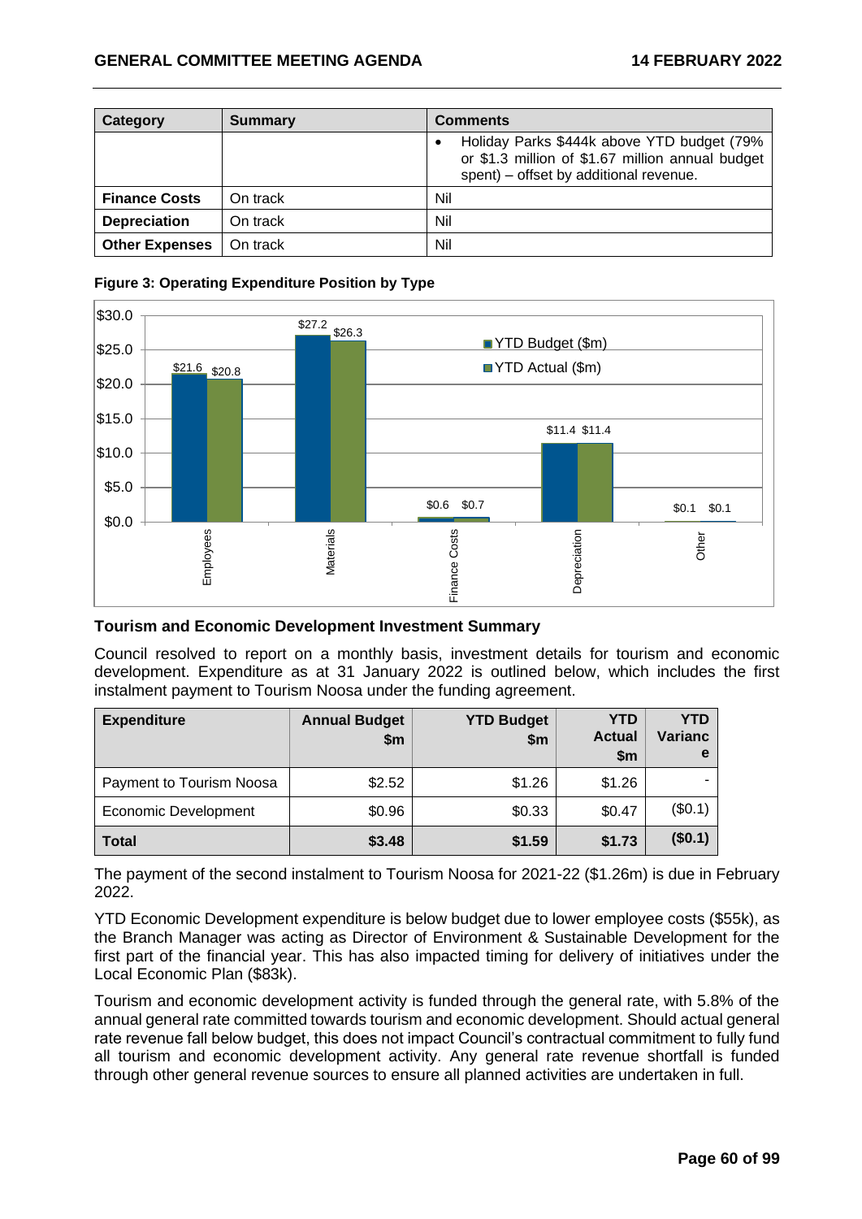| Category | Summary | Comments |
|---|---|---|
| | | • Holiday Parks $444k above YTD budget (79% or $1.3 million of $1.67 million annual budget spent) – offset by additional revenue. |
| **Finance Costs** | On track | Nil |
| **Depreciation** | On track | Nil |
| **Other Expenses** | On track | Nil |

**Figure 3: Operating Expenditure Position by Type**

| Type | YTD Budget ($m) | YTD Actual ($m) |
|---|---|---|
| Employees | $21.6 | $20.8 |
| Materials | $27.2 | $26.3 |
| Finance Costs | $0.6 | $0.7 |
| Depreciation | $11.4 | $11.4 |
| Other | $0.1 | $0.1 |

### Tourism and Economic Development Investment Summary

Council resolved to report on a monthly basis, investment details for tourism and economic development. Expenditure as at 31 January 2022 is outlined below, which includes the first instalment payment to Tourism Noosa under the funding agreement.

| Expenditure | Annual Budget $m | YTD Budget $m | YTD Actual $m | YTD Variance |
|---|---|---|---|---|
| Payment to Tourism Noosa | $2.52 | $1.26 | $1.26 | - |
| Economic Development | $0.96 | $0.33 | $0.47 | ($0.1) |
| **Total** | **$3.48** | **$1.59** | **$1.73** | **($0.1)** |

The payment of the second instalment to Tourism Noosa for 2021-22 ($1.26m) is due in February 2022.

YTD Economic Development expenditure is below budget due to lower employee costs ($55k), as the Branch Manager was acting as Director of Environment & Sustainable Development for the first part of the financial year. This has also impacted timing for delivery of initiatives under the Local Economic Plan ($83k).

Tourism and economic development activity is funded through the general rate, with 5.8% of the annual general rate committed towards tourism and economic development. Should actual general rate revenue fall below budget, this does not impact Council's contractual commitment to fully fund all tourism and economic development activity. Any general rate revenue shortfall is funded through other general revenue sources to ensure all planned activities are undertaken in full.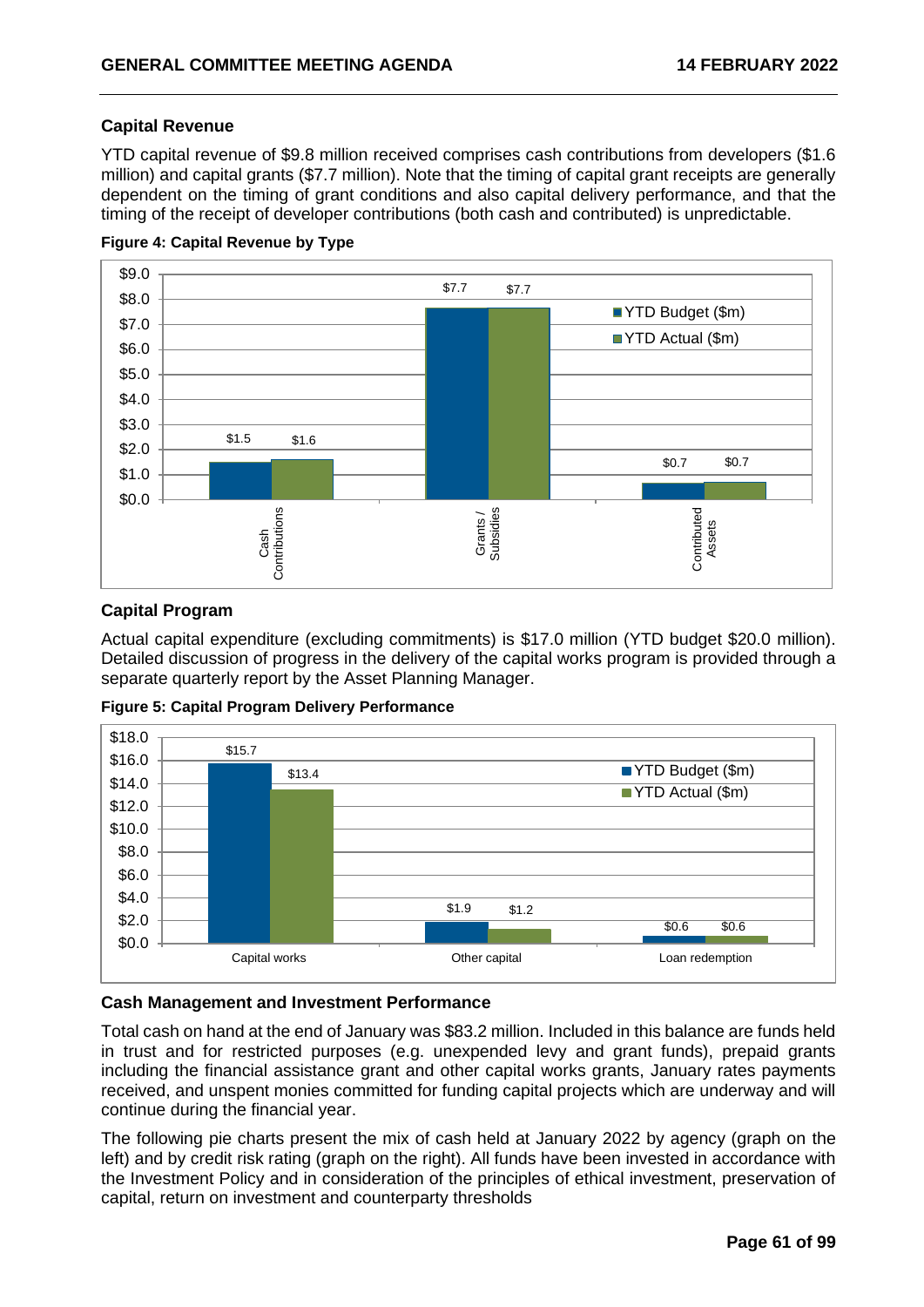### Capital Revenue

YTD capital revenue of $9.8 million received comprises cash contributions from developers ($1.6 million) and capital grants ($7.7 million). Note that the timing of capital grant receipts are generally dependent on the timing of grant conditions and also capital delivery performance, and that the timing of the receipt of developer contributions (both cash and contributed) is unpredictable.

**Figure 4: Capital Revenue by Type**

| | YTD Budget ($m) | YTD Actual ($m) |
|---|---|---|
| Cash Contributions | $1.5 | $1.6 |
| Grants / Subsidies | $7.7 | $7.7 |
| Contributed Assets | $0.7 | $0.7 |

### Capital Program

Actual capital expenditure (excluding commitments) is $17.0 million (YTD budget $20.0 million). Detailed discussion of progress in the delivery of the capital works program is provided through a separate quarterly report by the Asset Planning Manager.

**Figure 5: Capital Program Delivery Performance**

| | YTD Budget ($m) | YTD Actual ($m) |
|---|---|---|
| Capital works | $15.7 | $13.4 |
| Other capital | $1.9 | $1.2 |
| Loan redemption | $0.6 | $0.6 |

### Cash Management and Investment Performance

Total cash on hand at the end of January was $83.2 million. Included in this balance are funds held in trust and for restricted purposes (e.g. unexpended levy and grant funds), prepaid grants including the financial assistance grant and other capital works grants, January rates payments received, and unspent monies committed for funding capital projects which are underway and will continue during the financial year.

The following pie charts present the mix of cash held at January 2022 by agency (graph on the left) and by credit risk rating (graph on the right). All funds have been invested in accordance with the Investment Policy and in consideration of the principles of ethical investment, preservation of capital, return on investment and counterparty thresholds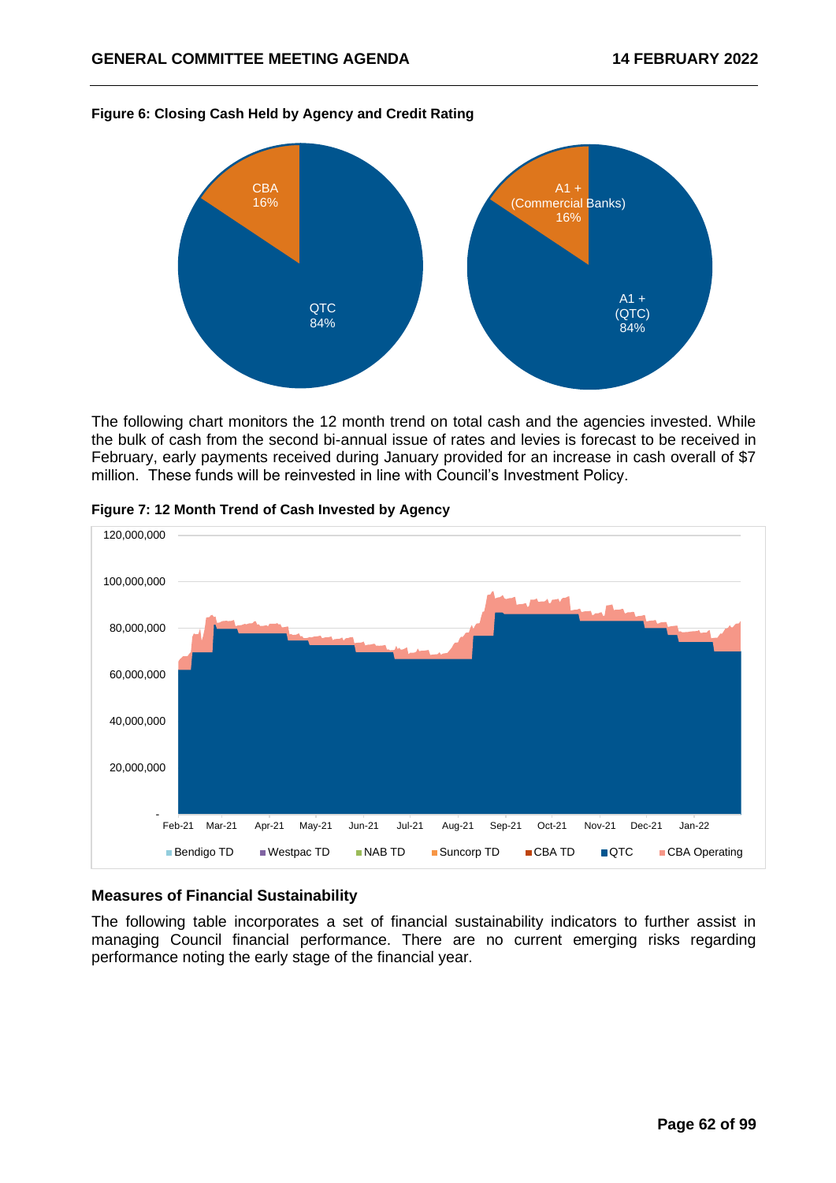**Figure 6: Closing Cash Held by Agency and Credit Rating**

CBA 16%
QTC 84%

A1 + (Commercial Banks) 16%
A1 + (QTC) 84%

The following chart monitors the 12 month trend on total cash and the agencies invested. While the bulk of cash from the second bi-annual issue of rates and levies is forecast to be received in February, early payments received during January provided for an increase in cash overall of $7 million. These funds will be reinvested in line with Council's Investment Policy.

**Figure 7: 12 Month Trend of Cash Invested by Agency**

Bendigo TD, Westpac TD, NAB TD, Suncorp TD, CBA TD, QTC, CBA Operating

### Measures of Financial Sustainability

The following table incorporates a set of financial sustainability indicators to further assist in managing Council financial performance. There are no current emerging risks regarding performance noting the early stage of the financial year.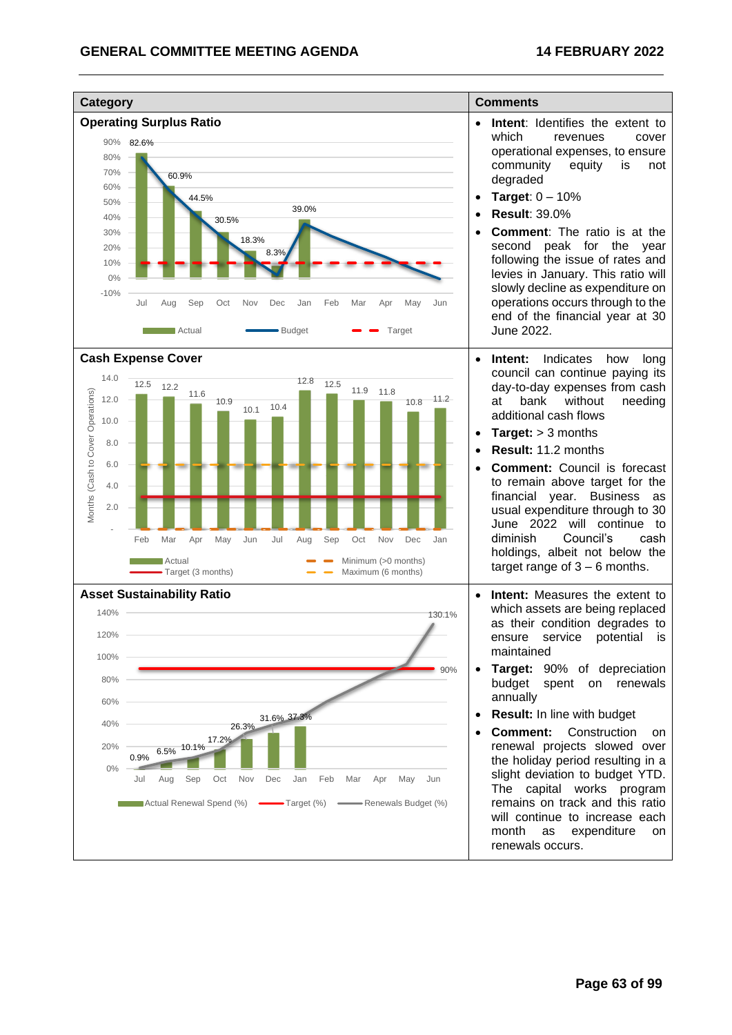| Category | Comments |
| --- | --- |
| **Operating Surplus Ratio** | • **Intent**: Identifies the extent to which revenues cover operational expenses, to ensure community equity is not degraded<br>• **Target**: 0 – 10%<br>• **Result**: 39.0%<br>• **Comment**: The ratio is at the second peak for the year following the issue of rates and levies in January. This ratio will slowly decline as expenditure on operations occurs through to the end of the financial year at 30 June 2022. |
| **Cash Expense Cover** | • **Intent:** Indicates how long council can continue paying its day-to-day expenses from cash at bank without needing additional cash flows<br>• **Target:** > 3 months<br>• **Result:** 11.2 months<br>• **Comment:** Council is forecast to remain above target for the financial year. Business as usual expenditure through to 30 June 2022 will continue to diminish Council's cash holdings, albeit not below the target range of 3 – 6 months. |
| **Asset Sustainability Ratio** | • **Intent:** Measures the extent to which assets are being replaced as their condition degrades to ensure service potential is maintained<br>• **Target:** 90% of depreciation budget spent on renewals annually<br>• **Result:** In line with budget<br>• **Comment:** Construction on renewal projects slowed over the holiday period resulting in a slight deviation to budget YTD. The capital works program remains on track and this ratio will continue to increase each month as expenditure on renewals occurs. |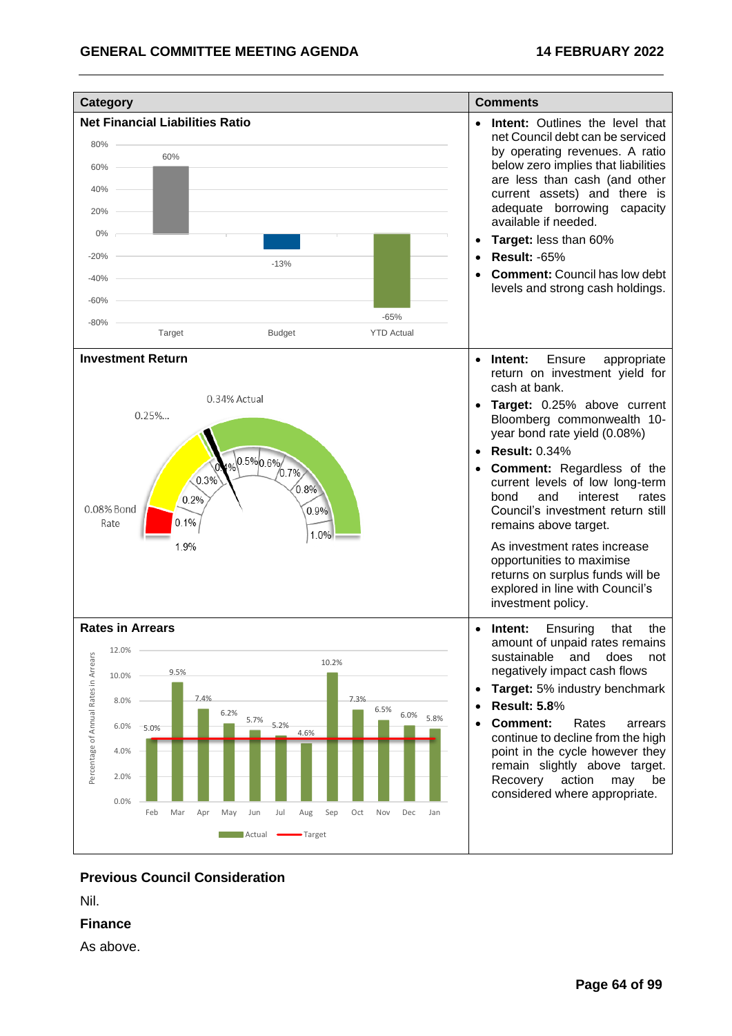| Category | Comments |
|---|---|
| **Net Financial Liabilities Ratio**<br><br>Target: 60%; Budget: -13%; YTD Actual: -65% | • **Intent:** Outlines the level that net Council debt can be serviced by operating revenues. A ratio below zero implies that liabilities are less than cash (and other current assets) and there is adequate borrowing capacity available if needed.<br>• **Target:** less than 60%<br>• **Result:** -65%<br>• **Comment:** Council has low debt levels and strong cash holdings. |
| **Investment Return**<br><br>0.34% Actual; 0.25%...; 0.08% Bond Rate | • **Intent:** Ensure appropriate return on investment yield for cash at bank.<br>• **Target:** 0.25% above current Bloomberg commonwealth 10-year bond rate yield (0.08%)<br>• **Result:** 0.34%<br>• **Comment:** Regardless of the current levels of low long-term bond and interest rates Council's investment return still remains above target.<br><br>As investment rates increase opportunities to maximise returns on surplus funds will be explored in line with Council's investment policy. |
| **Rates in Arrears**<br><br>Percentage of Annual Rates in Arrears (Actual vs Target): Feb 5.0%; Mar 9.5%; Apr 7.4%; May 6.2%; Jun 5.7%; Jul 5.2%; Aug 4.6%; Sep 10.2%; Oct 7.3%; Nov 6.5%; Dec 6.0%; Jan 5.8% | • **Intent:** Ensuring that the amount of unpaid rates remains sustainable and does not negatively impact cash flows<br>• **Target:** 5% industry benchmark<br>• **Result:** 5.8%<br>• **Comment:** Rates arrears continue to decline from the high point in the cycle however they remain slightly above target. Recovery action may be considered where appropriate. |

## Previous Council Consideration

Nil.

## Finance

As above.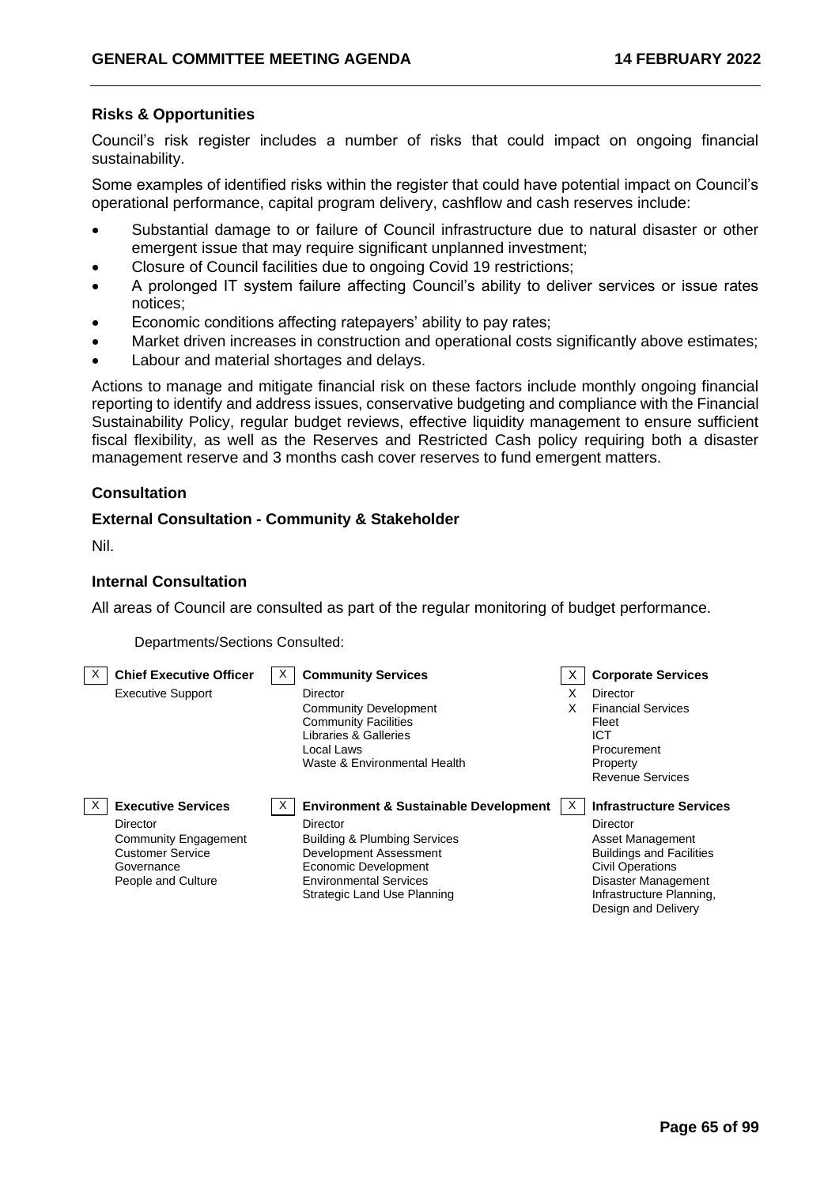### Risks & Opportunities

Council's risk register includes a number of risks that could impact on ongoing financial sustainability.

Some examples of identified risks within the register that could have potential impact on Council's operational performance, capital program delivery, cashflow and cash reserves include:

- Substantial damage to or failure of Council infrastructure due to natural disaster or other emergent issue that may require significant unplanned investment;
- Closure of Council facilities due to ongoing Covid 19 restrictions;
- A prolonged IT system failure affecting Council's ability to deliver services or issue rates notices;
- Economic conditions affecting ratepayers' ability to pay rates;
- Market driven increases in construction and operational costs significantly above estimates;
- Labour and material shortages and delays.

Actions to manage and mitigate financial risk on these factors include monthly ongoing financial reporting to identify and address issues, conservative budgeting and compliance with the Financial Sustainability Policy, regular budget reviews, effective liquidity management to ensure sufficient fiscal flexibility, as well as the Reserves and Restricted Cash policy requiring both a disaster management reserve and 3 months cash cover reserves to fund emergent matters.

### Consultation

#### External Consultation - Community & Stakeholder

Nil.

#### Internal Consultation

All areas of Council are consulted as part of the regular monitoring of budget performance.

Departments/Sections Consulted:

- [X] **Chief Executive Officer**
  - Executive Support
- [X] **Community Services**
  - Director
  - Community Development
  - Community Facilities
  - Libraries & Galleries
  - Local Laws
  - Waste & Environmental Health
- [X] **Corporate Services**
  - [X] Director
  - [X] Financial Services
  - Fleet
  - ICT
  - Procurement
  - Property
  - Revenue Services
- [X] **Executive Services**
  - Director
  - Community Engagement
  - Customer Service
  - Governance
  - People and Culture
- [X] **Environment & Sustainable Development**
  - Director
  - Building & Plumbing Services
  - Development Assessment
  - Economic Development
  - Environmental Services
  - Strategic Land Use Planning
- [X] **Infrastructure Services**
  - Director
  - Asset Management
  - Buildings and Facilities
  - Civil Operations
  - Disaster Management
  - Infrastructure Planning, Design and Delivery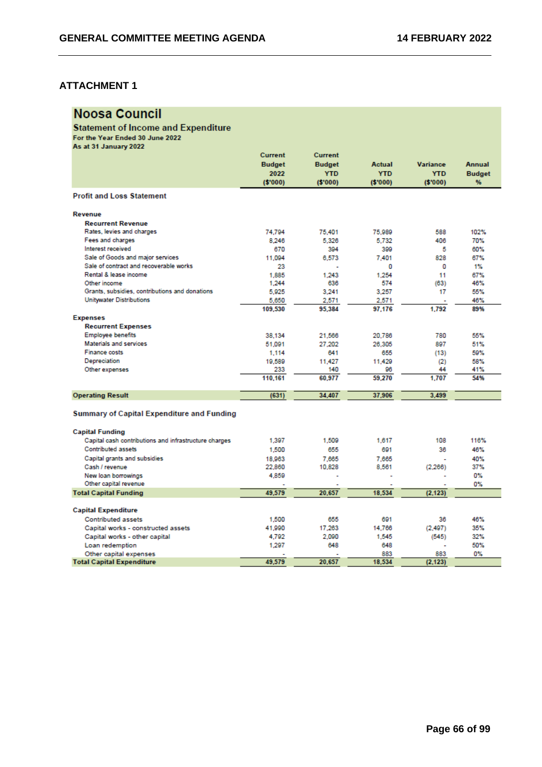## ATTACHMENT 1

# Noosa Council

## Statement of Income and Expenditure

**For the Year Ended 30 June 2022**
**As at 31 January 2022**

| | Current Budget 2022 ($'000) | Current Budget YTD ($'000) | Actual YTD ($'000) | Variance YTD ($'000) | Annual Budget % |
|---|---|---|---|---|---|
| **Profit and Loss Statement** | | | | | |
| **Revenue** | | | | | |
| **Recurrent Revenue** | | | | | |
| Rates, levies and charges | 74,794 | 75,401 | 75,989 | 588 | 102% |
| Fees and charges | 8,246 | 5,326 | 5,732 | 406 | 70% |
| Interest received | 670 | 394 | 399 | 5 | 60% |
| Sale of Goods and major services | 11,094 | 6,573 | 7,401 | 828 | 67% |
| Sale of contract and recoverable works | 23 | - | 0 | 0 | 1% |
| Rental & lease income | 1,885 | 1,243 | 1,254 | 11 | 67% |
| Other income | 1,244 | 636 | 574 | (63) | 46% |
| Grants, subsidies, contributions and donations | 5,925 | 3,241 | 3,257 | 17 | 55% |
| Unitywater Distributions | 5,650 | 2,571 | 2,571 | - | 46% |
| | **109,530** | **95,384** | **97,176** | **1,792** | **89%** |
| **Expenses** | | | | | |
| **Recurrent Expenses** | | | | | |
| Employee benefits | 38,134 | 21,566 | 20,786 | 780 | 55% |
| Materials and services | 51,091 | 27,202 | 26,305 | 897 | 51% |
| Finance costs | 1,114 | 641 | 655 | (13) | 59% |
| Depreciation | 19,589 | 11,427 | 11,429 | (2) | 58% |
| Other expenses | 233 | 140 | 96 | 44 | 41% |
| | **110,161** | **60,977** | **59,270** | **1,707** | **54%** |
| **Operating Result** | **(631)** | **34,407** | **37,906** | **3,499** | |
| **Summary of Capital Expenditure and Funding** | | | | | |
| **Capital Funding** | | | | | |
| Capital cash contributions and infrastructure charges | 1,397 | 1,509 | 1,617 | 108 | 116% |
| Contributed assets | 1,500 | 655 | 691 | 36 | 46% |
| Capital grants and subsidies | 18,963 | 7,665 | 7,665 | - | 40% |
| Cash / revenue | 22,860 | 10,828 | 8,561 | (2,266) | 37% |
| New loan borrowings | 4,859 | - | - | - | 0% |
| Other capital revenue | - | - | - | - | 0% |
| **Total Capital Funding** | **49,579** | **20,657** | **18,534** | **(2,123)** | |
| **Capital Expenditure** | | | | | |
| Contributed assets | 1,500 | 655 | 691 | 36 | 46% |
| Capital works - constructed assets | 41,990 | 17,263 | 14,766 | (2,497) | 35% |
| Capital works - other capital | 4,792 | 2,090 | 1,545 | (545) | 32% |
| Loan redemption | 1,297 | 648 | 648 | - | 50% |
| Other capital expenses | - | - | 883 | 883 | 0% |
| **Total Capital Expenditure** | **49,579** | **20,657** | **18,534** | **(2,123)** | |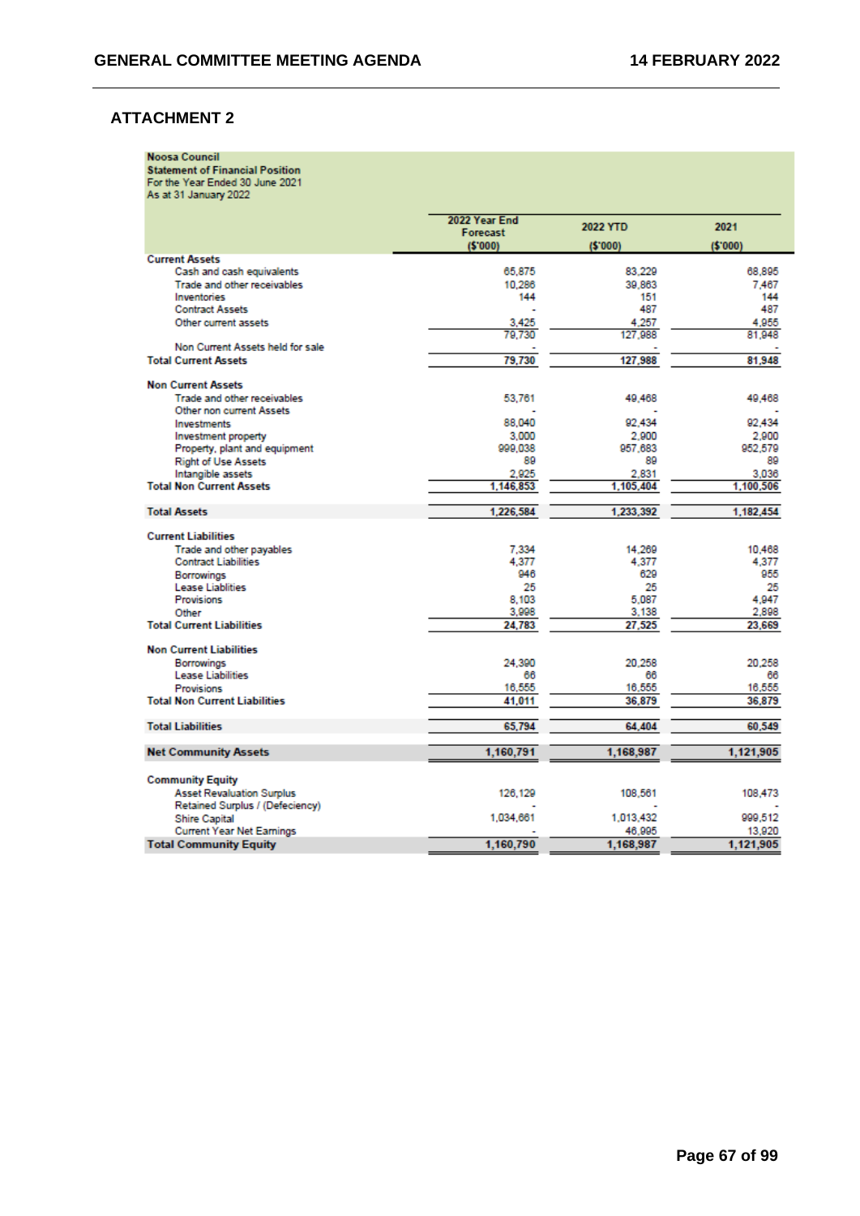## ATTACHMENT 2

**Noosa Council**
**Statement of Financial Position**
For the Year Ended 30 June 2021
As at 31 January 2022

| | 2022 Year End Forecast ($'000) | 2022 YTD ($'000) | 2021 ($'000) |
|---|---|---|---|
| **Current Assets** | | | |
| Cash and cash equivalents | 65,875 | 83,229 | 68,895 |
| Trade and other receivables | 10,286 | 39,863 | 7,467 |
| Inventories | 144 | 151 | 144 |
| Contract Assets | - | 487 | 487 |
| Other current assets | 3,425 | 4,257 | 4,955 |
| | 79,730 | 127,988 | 81,948 |
| Non Current Assets held for sale | - | - | - |
| **Total Current Assets** | **79,730** | **127,988** | **81,948** |
| **Non Current Assets** | | | |
| Trade and other receivables | 53,761 | 49,468 | 49,468 |
| Other non current Assets | - | - | - |
| Investments | 88,040 | 92,434 | 92,434 |
| Investment property | 3,000 | 2,900 | 2,900 |
| Property, plant and equipment | 999,038 | 957,683 | 952,579 |
| Right of Use Assets | 89 | 89 | 89 |
| Intangible assets | 2,925 | 2,831 | 3,036 |
| **Total Non Current Assets** | **1,146,853** | **1,105,404** | **1,100,506** |
| **Total Assets** | **1,226,584** | **1,233,392** | **1,182,454** |
| **Current Liabilities** | | | |
| Trade and other payables | 7,334 | 14,269 | 10,468 |
| Contract Liabilities | 4,377 | 4,377 | 4,377 |
| Borrowings | 946 | 629 | 955 |
| Lease Liablities | 25 | 25 | 25 |
| Provisions | 8,103 | 5,087 | 4,947 |
| Other | 3,998 | 3,138 | 2,898 |
| **Total Current Liabilities** | **24,783** | **27,525** | **23,669** |
| **Non Current Liabilities** | | | |
| Borrowings | 24,390 | 20,258 | 20,258 |
| Lease Liabilities | 66 | 66 | 66 |
| Provisions | 16,555 | 16,555 | 16,555 |
| **Total Non Current Liabilities** | **41,011** | **36,879** | **36,879** |
| **Total Liabilities** | **65,794** | **64,404** | **60,549** |
| **Net Community Assets** | **1,160,791** | **1,168,987** | **1,121,905** |
| **Community Equity** | | | |
| Asset Revaluation Surplus | 126,129 | 108,561 | 108,473 |
| Retained Surplus / (Defeciency) | - | - | - |
| Shire Capital | 1,034,661 | 1,013,432 | 999,512 |
| Current Year Net Earnings | - | 46,995 | 13,920 |
| **Total Community Equity** | **1,160,790** | **1,168,987** | **1,121,905** |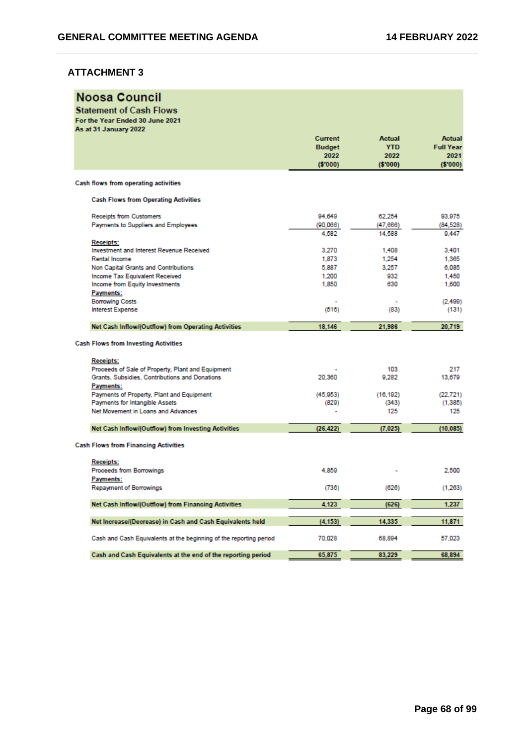## ATTACHMENT 3

# Noosa Council

## Statement of Cash Flows

**For the Year Ended 30 June 2021**
**As at 31 January 2022**

| | Current Budget 2022 ($'000) | Actual YTD 2022 ($'000) | Actual Full Year 2021 ($'000) |
|---|---|---|---|
| **Cash flows from operating activities** | | | |
| **Cash Flows from Operating Activities** | | | |
| Receipts from Customers | 94,649 | 62,254 | 93,975 |
| Payments to Suppliers and Employees | (90,066) | (47,666) | (84,528) |
| | 4,582 | 14,588 | 9,447 |
| **Receipts:** | | | |
| Investment and Interest Revenue Received | 3,270 | 1,408 | 3,401 |
| Rental Income | 1,873 | 1,254 | 1,365 |
| Non Capital Grants and Contributions | 5,887 | 3,257 | 6,085 |
| Income Tax Equivalent Received | 1,200 | 932 | 1,450 |
| Income from Equity Investments | 1,850 | 630 | 1,600 |
| **Payments:** | | | |
| Borrowing Costs | - | - | (2,499) |
| Interest Expense | (516) | (83) | (131) |
| **Net Cash Inflow/(Outflow) from Operating Activities** | **18,146** | **21,986** | **20,719** |
| **Cash Flows from Investing Activities** | | | |
| **Receipts:** | | | |
| Proceeds of Sale of Property, Plant and Equipment | - | 103 | 217 |
| Grants, Subsidies, Contributions and Donations | 20,360 | 9,282 | 13,679 |
| **Payments:** | | | |
| Payments of Property, Plant and Equipment | (45,953) | (16,192) | (22,721) |
| Payments for Intangible Assets | (829) | (343) | (1,385) |
| Net Movement in Loans and Advances | - | 125 | 125 |
| **Net Cash Inflow/(Outflow) from Investing Activities** | **(26,422)** | **(7,025)** | **(10,085)** |
| **Cash Flows from Financing Activities** | | | |
| **Receipts:** | | | |
| Proceeds from Borrowings | 4,859 | - | 2,500 |
| **Payments:** | | | |
| Repayment of Borrowings | (736) | (626) | (1,263) |
| **Net Cash Inflow/(Outflow) from Financing Activities** | **4,123** | **(626)** | **1,237** |
| **Net Increase/(Decrease) in Cash and Cash Equivalents held** | **(4,153)** | **14,335** | **11,871** |
| Cash and Cash Equivalents at the beginning of the reporting period | 70,028 | 68,894 | 57,023 |
| **Cash and Cash Equivalents at the end of the reporting period** | **65,875** | **83,229** | **68,894** |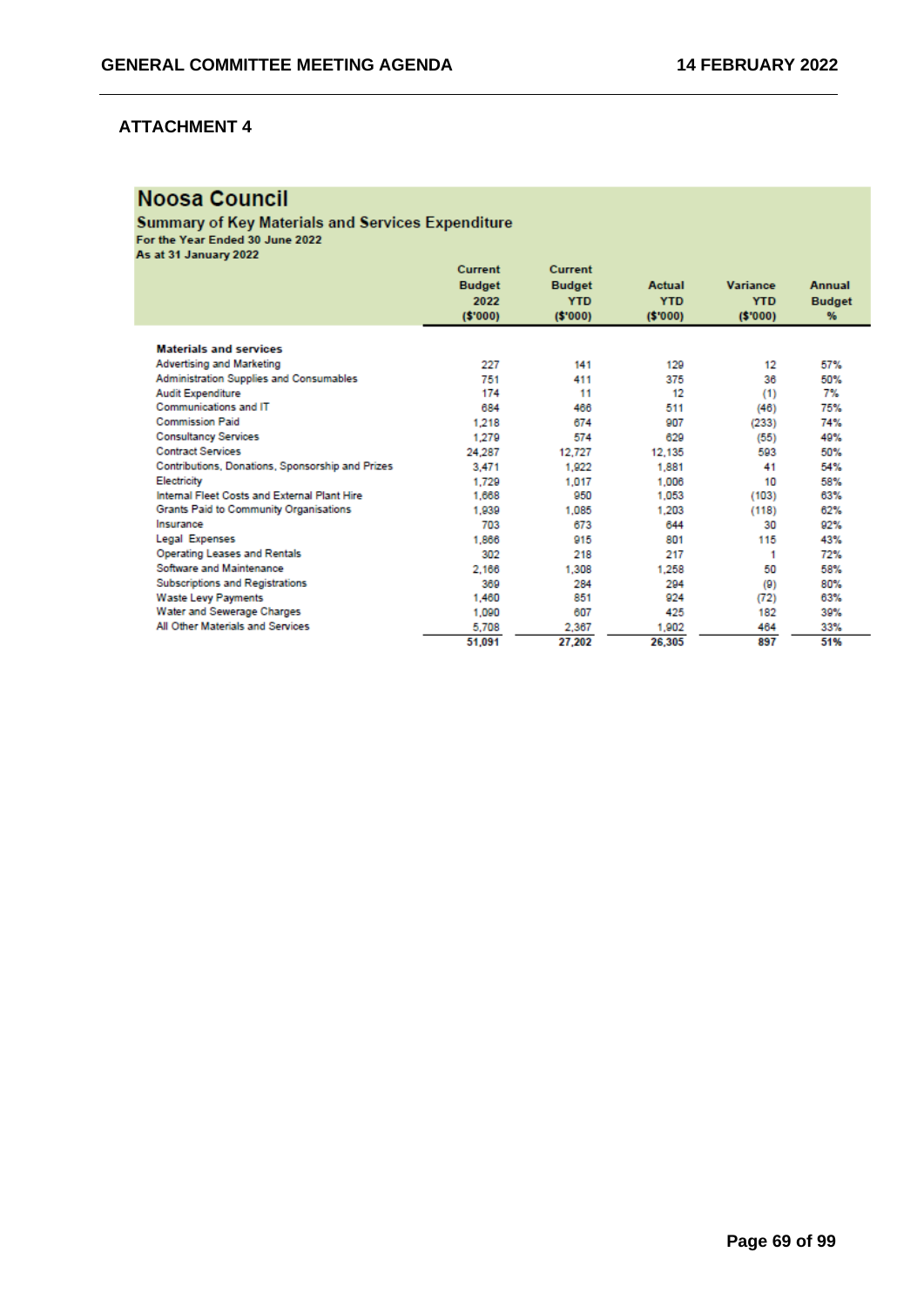## ATTACHMENT 4

# Noosa Council

### Summary of Key Materials and Services Expenditure

**For the Year Ended 30 June 2022**
**As at 31 January 2022**

| | Current Budget 2022 ($'000) | Current Budget YTD ($'000) | Actual YTD ($'000) | Variance YTD ($'000) | Annual Budget % |
|---|---|---|---|---|---|
| **Materials and services** | | | | | |
| Advertising and Marketing | 227 | 141 | 129 | 12 | 57% |
| Administration Supplies and Consumables | 751 | 411 | 375 | 36 | 50% |
| Audit Expenditure | 174 | 11 | 12 | (1) | 7% |
| Communications and IT | 684 | 466 | 511 | (46) | 75% |
| Commission Paid | 1,218 | 674 | 907 | (233) | 74% |
| Consultancy Services | 1,279 | 574 | 629 | (55) | 49% |
| Contract Services | 24,287 | 12,727 | 12,135 | 593 | 50% |
| Contributions, Donations, Sponsorship and Prizes | 3,471 | 1,922 | 1,881 | 41 | 54% |
| Electricity | 1,729 | 1,017 | 1,006 | 10 | 58% |
| Internal Fleet Costs and External Plant Hire | 1,668 | 950 | 1,053 | (103) | 63% |
| Grants Paid to Community Organisations | 1,939 | 1,085 | 1,203 | (118) | 62% |
| Insurance | 703 | 673 | 644 | 30 | 92% |
| Legal Expenses | 1,866 | 915 | 801 | 115 | 43% |
| Operating Leases and Rentals | 302 | 218 | 217 | 1 | 72% |
| Software and Maintenance | 2,166 | 1,308 | 1,258 | 50 | 58% |
| Subscriptions and Registrations | 369 | 284 | 294 | (9) | 80% |
| Waste Levy Payments | 1,460 | 851 | 924 | (72) | 63% |
| Water and Sewerage Charges | 1,090 | 607 | 425 | 182 | 39% |
| All Other Materials and Services | 5,708 | 2,367 | 1,902 | 464 | 33% |
| | **51,091** | **27,202** | **26,305** | **897** | **51%** |